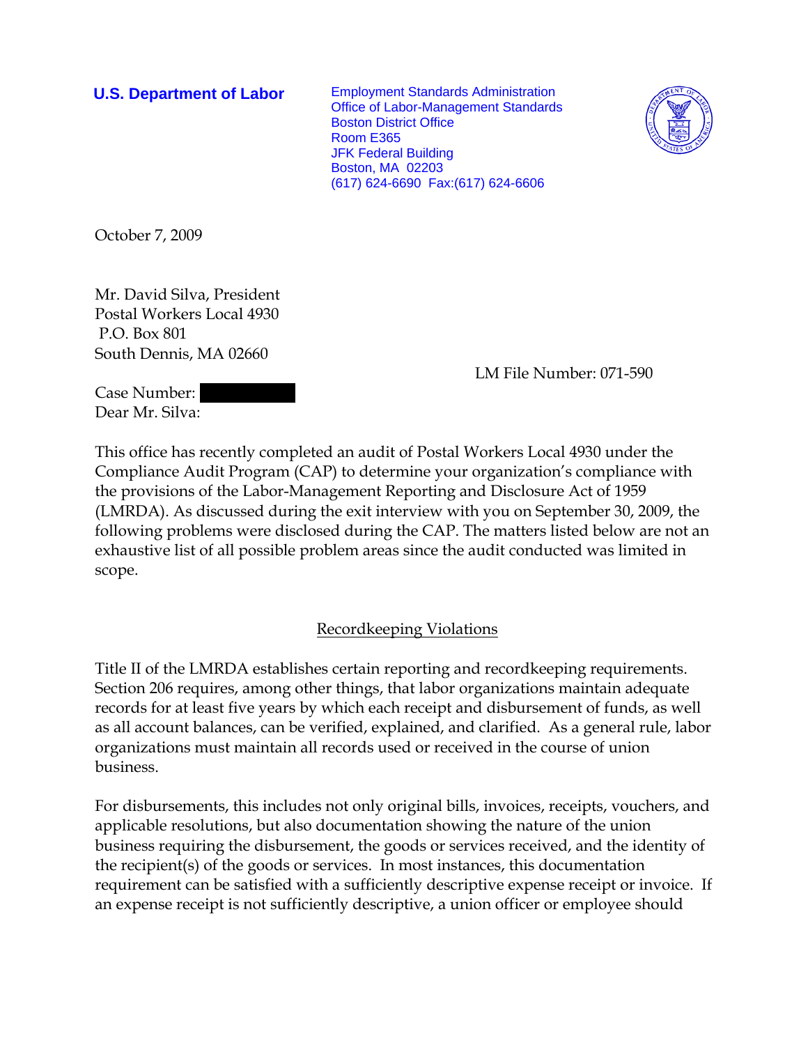**U.S. Department of Labor**

Employment Standards Administration
Office of Labor-Management Standards
Boston District Office
Room E365
JFK Federal Building
Boston, MA 02203
(617) 624-6690 Fax:(617) 624-6606

October 7, 2009

Mr. David Silva, President
Postal Workers Local 4930
P.O. Box 801
South Dennis, MA 02660

LM File Number: 071-590

Case Number: 

Dear Mr. Silva:

This office has recently completed an audit of Postal Workers Local 4930 under the Compliance Audit Program (CAP) to determine your organization's compliance with the provisions of the Labor-Management Reporting and Disclosure Act of 1959 (LMRDA). As discussed during the exit interview with you on September 30, 2009, the following problems were disclosed during the CAP. The matters listed below are not an exhaustive list of all possible problem areas since the audit conducted was limited in scope.

## Recordkeeping Violations

Title II of the LMRDA establishes certain reporting and recordkeeping requirements. Section 206 requires, among other things, that labor organizations maintain adequate records for at least five years by which each receipt and disbursement of funds, as well as all account balances, can be verified, explained, and clarified. As a general rule, labor organizations must maintain all records used or received in the course of union business.

For disbursements, this includes not only original bills, invoices, receipts, vouchers, and applicable resolutions, but also documentation showing the nature of the union business requiring the disbursement, the goods or services received, and the identity of the recipient(s) of the goods or services. In most instances, this documentation requirement can be satisfied with a sufficiently descriptive expense receipt or invoice. If an expense receipt is not sufficiently descriptive, a union officer or employee should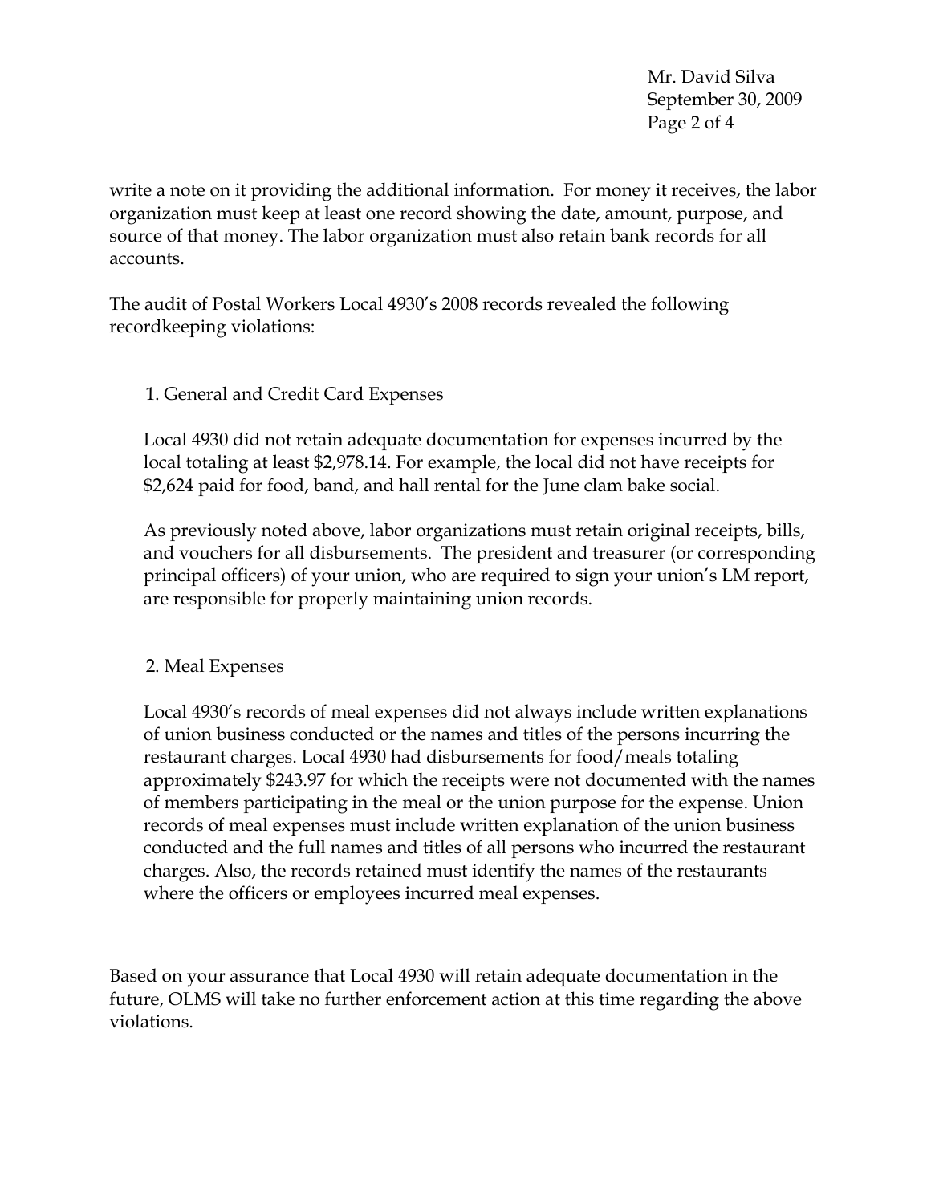write a note on it providing the additional information. For money it receives, the labor organization must keep at least one record showing the date, amount, purpose, and source of that money. The labor organization must also retain bank records for all accounts.

The audit of Postal Workers Local 4930's 2008 records revealed the following recordkeeping violations:

1. General and Credit Card Expenses

   Local 4930 did not retain adequate documentation for expenses incurred by the local totaling at least $2,978.14. For example, the local did not have receipts for $2,624 paid for food, band, and hall rental for the June clam bake social.

   As previously noted above, labor organizations must retain original receipts, bills, and vouchers for all disbursements. The president and treasurer (or corresponding principal officers) of your union, who are required to sign your union's LM report, are responsible for properly maintaining union records.

2. Meal Expenses

   Local 4930's records of meal expenses did not always include written explanations of union business conducted or the names and titles of the persons incurring the restaurant charges. Local 4930 had disbursements for food/meals totaling approximately $243.97 for which the receipts were not documented with the names of members participating in the meal or the union purpose for the expense. Union records of meal expenses must include written explanation of the union business conducted and the full names and titles of all persons who incurred the restaurant charges. Also, the records retained must identify the names of the restaurants where the officers or employees incurred meal expenses.

Based on your assurance that Local 4930 will retain adequate documentation in the future, OLMS will take no further enforcement action at this time regarding the above violations.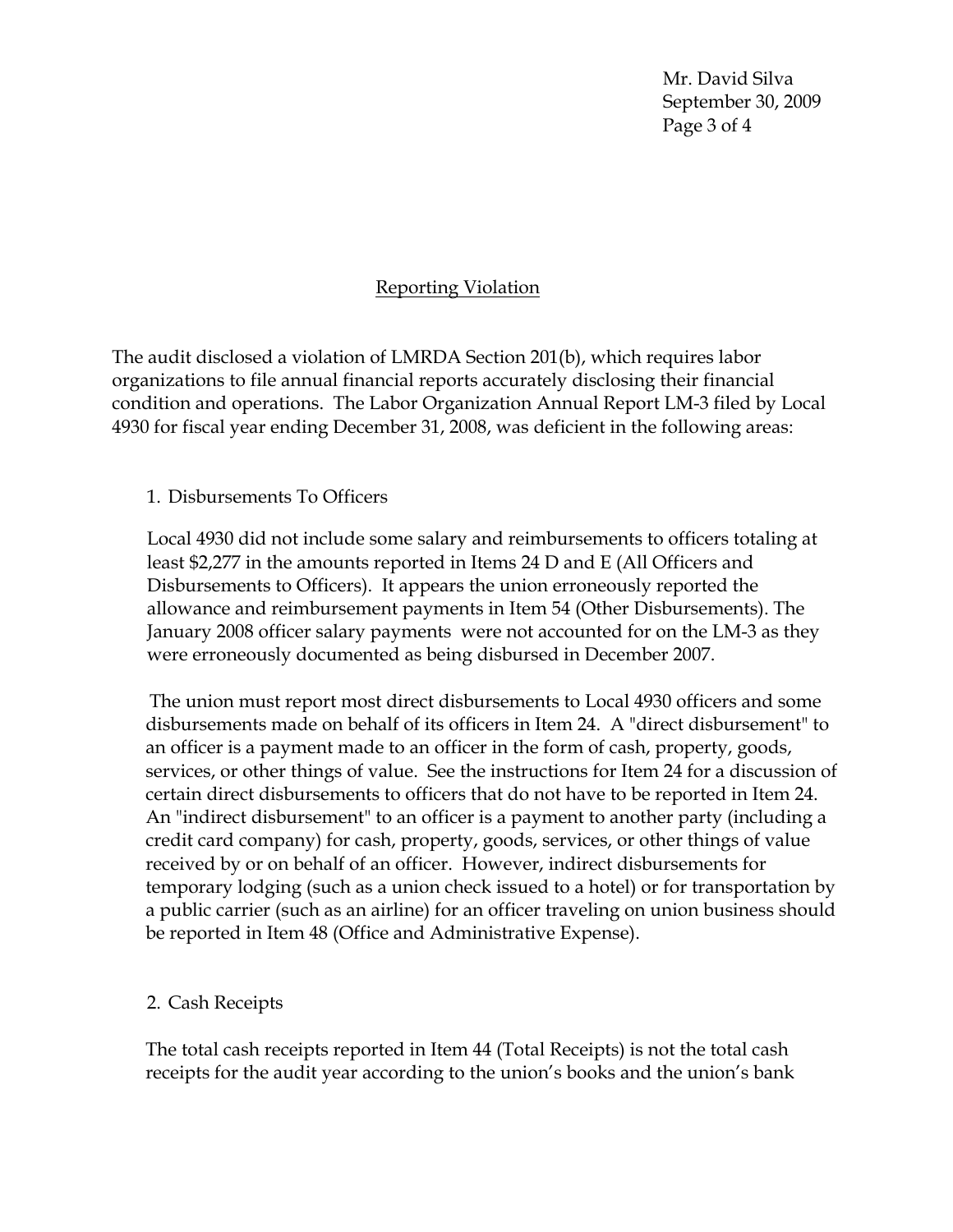## Reporting Violation

The audit disclosed a violation of LMRDA Section 201(b), which requires labor organizations to file annual financial reports accurately disclosing their financial condition and operations. The Labor Organization Annual Report LM-3 filed by Local 4930 for fiscal year ending December 31, 2008, was deficient in the following areas:

1. Disbursements To Officers

   Local 4930 did not include some salary and reimbursements to officers totaling at least $2,277 in the amounts reported in Items 24 D and E (All Officers and Disbursements to Officers). It appears the union erroneously reported the allowance and reimbursement payments in Item 54 (Other Disbursements). The January 2008 officer salary payments were not accounted for on the LM-3 as they were erroneously documented as being disbursed in December 2007.

   The union must report most direct disbursements to Local 4930 officers and some disbursements made on behalf of its officers in Item 24. A "direct disbursement" to an officer is a payment made to an officer in the form of cash, property, goods, services, or other things of value. See the instructions for Item 24 for a discussion of certain direct disbursements to officers that do not have to be reported in Item 24. An "indirect disbursement" to an officer is a payment to another party (including a credit card company) for cash, property, goods, services, or other things of value received by or on behalf of an officer. However, indirect disbursements for temporary lodging (such as a union check issued to a hotel) or for transportation by a public carrier (such as an airline) for an officer traveling on union business should be reported in Item 48 (Office and Administrative Expense).

2. Cash Receipts

   The total cash receipts reported in Item 44 (Total Receipts) is not the total cash receipts for the audit year according to the union's books and the union's bank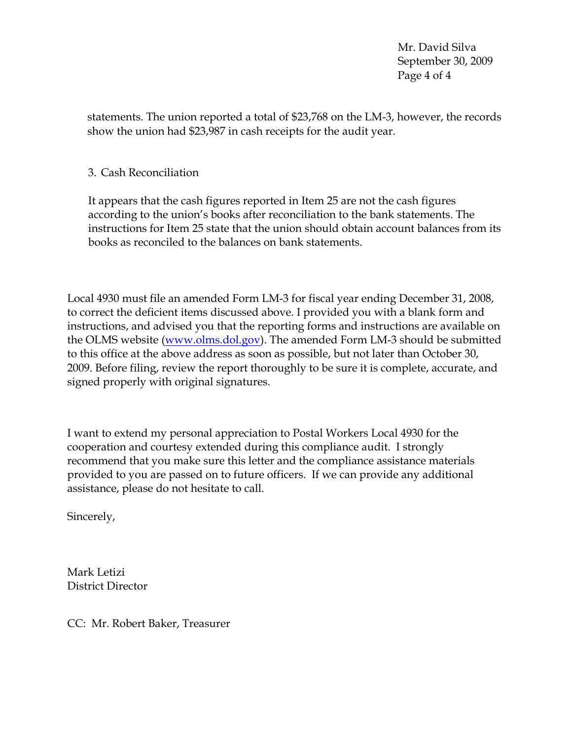statements. The union reported a total of $23,768 on the LM-3, however, the records show the union had $23,987 in cash receipts for the audit year.

3. Cash Reconciliation

It appears that the cash figures reported in Item 25 are not the cash figures according to the union's books after reconciliation to the bank statements. The instructions for Item 25 state that the union should obtain account balances from its books as reconciled to the balances on bank statements.

Local 4930 must file an amended Form LM-3 for fiscal year ending December 31, 2008, to correct the deficient items discussed above. I provided you with a blank form and instructions, and advised you that the reporting forms and instructions are available on the OLMS website (www.olms.dol.gov). The amended Form LM-3 should be submitted to this office at the above address as soon as possible, but not later than October 30, 2009. Before filing, review the report thoroughly to be sure it is complete, accurate, and signed properly with original signatures.

I want to extend my personal appreciation to Postal Workers Local 4930 for the cooperation and courtesy extended during this compliance audit. I strongly recommend that you make sure this letter and the compliance assistance materials provided to you are passed on to future officers. If we can provide any additional assistance, please do not hesitate to call.

Sincerely,

Mark Letizi
District Director

CC: Mr. Robert Baker, Treasurer